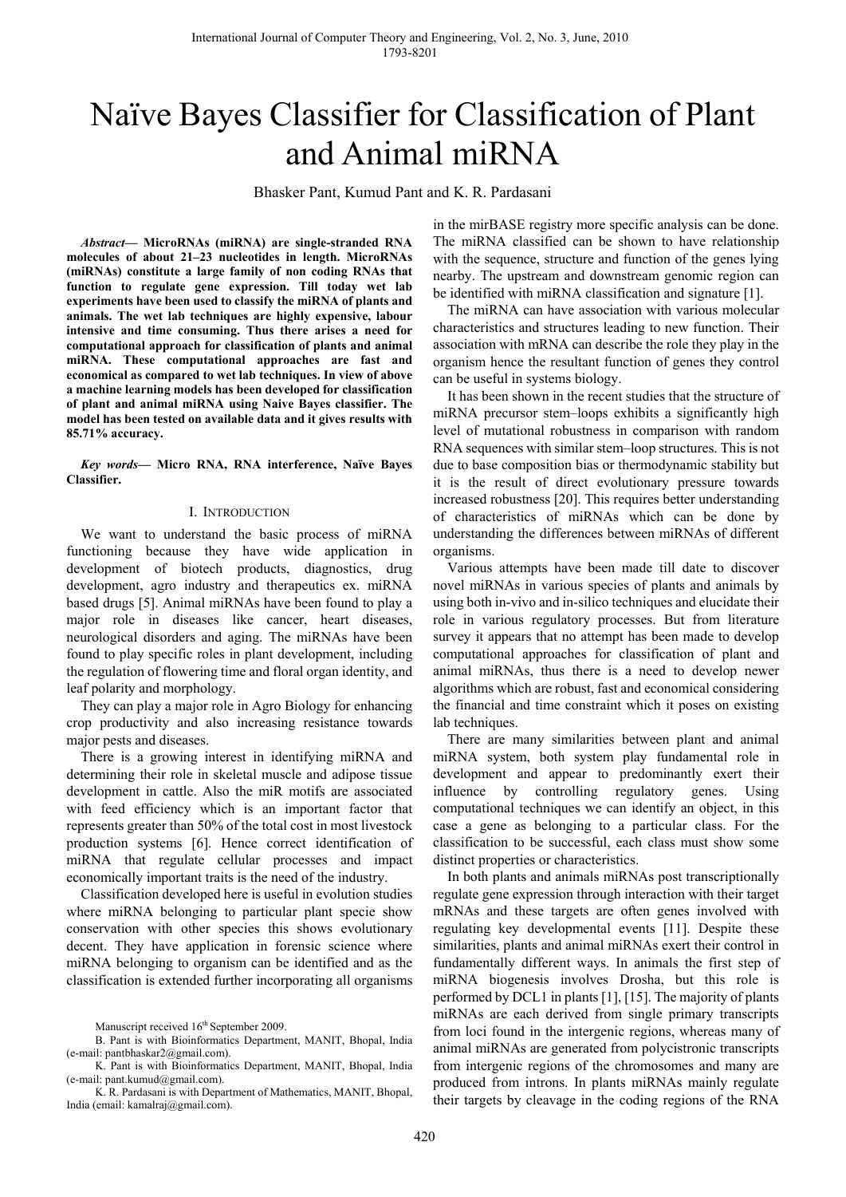# Naïve Bayes Classifier for Classification of Plant and Animal miRNA

Bhasker Pant, Kumud Pant and K. R. Pardasani

***Abstract*— MicroRNAs (miRNA) are single-stranded RNA molecules of about 21–23 nucleotides in length. MicroRNAs (miRNAs) constitute a large family of non coding RNAs that function to regulate gene expression. Till today wet lab experiments have been used to classify the miRNA of plants and animals. The wet lab techniques are highly expensive, labour intensive and time consuming. Thus there arises a need for computational approach for classification of plants and animal miRNA. These computational approaches are fast and economical as compared to wet lab techniques. In view of above a machine learning models has been developed for classification of plant and animal miRNA using Naïve Bayes classifier. The model has been tested on available data and it gives results with 85.71% accuracy.**

***Key words*— Micro RNA, RNA interference, Naïve Bayes Classifier.**

## I. Introduction

We want to understand the basic process of miRNA functioning because they have wide application in development of biotech products, diagnostics, drug development, agro industry and therapeutics ex. miRNA based drugs [5]. Animal miRNAs have been found to play a major role in diseases like cancer, heart diseases, neurological disorders and aging. The miRNAs have been found to play specific roles in plant development, including the regulation of flowering time and floral organ identity, and leaf polarity and morphology.

They can play a major role in Agro Biology for enhancing crop productivity and also increasing resistance towards major pests and diseases.

There is a growing interest in identifying miRNA and determining their role in skeletal muscle and adipose tissue development in cattle. Also the miR motifs are associated with feed efficiency which is an important factor that represents greater than 50% of the total cost in most livestock production systems [6]. Hence correct identification of miRNA that regulate cellular processes and impact economically important traits is the need of the industry.

Classification developed here is useful in evolution studies where miRNA belonging to particular plant specie show conservation with other species this shows evolutionary decent. They have application in forensic science where miRNA belonging to organism can be identified and as the classification is extended further incorporating all organisms in the mirBASE registry more specific analysis can be done. The miRNA classified can be shown to have relationship with the sequence, structure and function of the genes lying nearby. The upstream and downstream genomic region can be identified with miRNA classification and signature [1].

The miRNA can have association with various molecular characteristics and structures leading to new function. Their association with mRNA can describe the role they play in the organism hence the resultant function of genes they control can be useful in systems biology.

It has been shown in the recent studies that the structure of miRNA precursor stem–loops exhibits a significantly high level of mutational robustness in comparison with random RNA sequences with similar stem–loop structures. This is not due to base composition bias or thermodynamic stability but it is the result of direct evolutionary pressure towards increased robustness [20]. This requires better understanding of characteristics of miRNAs which can be done by understanding the differences between miRNAs of different organisms.

Various attempts have been made till date to discover novel miRNAs in various species of plants and animals by using both in-vivo and in-silico techniques and elucidate their role in various regulatory processes. But from literature survey it appears that no attempt has been made to develop computational approaches for classification of plant and animal miRNAs, thus there is a need to develop newer algorithms which are robust, fast and economical considering the financial and time constraint which it poses on existing lab techniques.

There are many similarities between plant and animal miRNA system, both system play fundamental role in development and appear to predominantly exert their influence by controlling regulatory genes. Using computational techniques we can identify an object, in this case a gene as belonging to a particular class. For the classification to be successful, each class must show some distinct properties or characteristics.

In both plants and animals miRNAs post transcriptionally regulate gene expression through interaction with their target mRNAs and these targets are often genes involved with regulating key developmental events [11]. Despite these similarities, plants and animal miRNAs exert their control in fundamentally different ways. In animals the first step of miRNA biogenesis involves Drosha, but this role is performed by DCL1 in plants [1], [15]. The majority of plants miRNAs are each derived from single primary transcripts from loci found in the intergenic regions, whereas many of animal miRNAs are generated from polycistronic transcripts from intergenic regions of the chromosomes and many are produced from introns. In plants miRNAs mainly regulate their targets by cleavage in the coding regions of the RNA

Manuscript received 16th September 2009.

B. Pant is with Bioinformatics Department, MANIT, Bhopal, India (e-mail: pantbhaskar2@gmail.com).

K. Pant is with Bioinformatics Department, MANIT, Bhopal, India (e-mail: pant.kumud@gmail.com).

K. R. Pardasani is with Department of Mathematics, MANIT, Bhopal, India (email: kamalraj@gmail.com).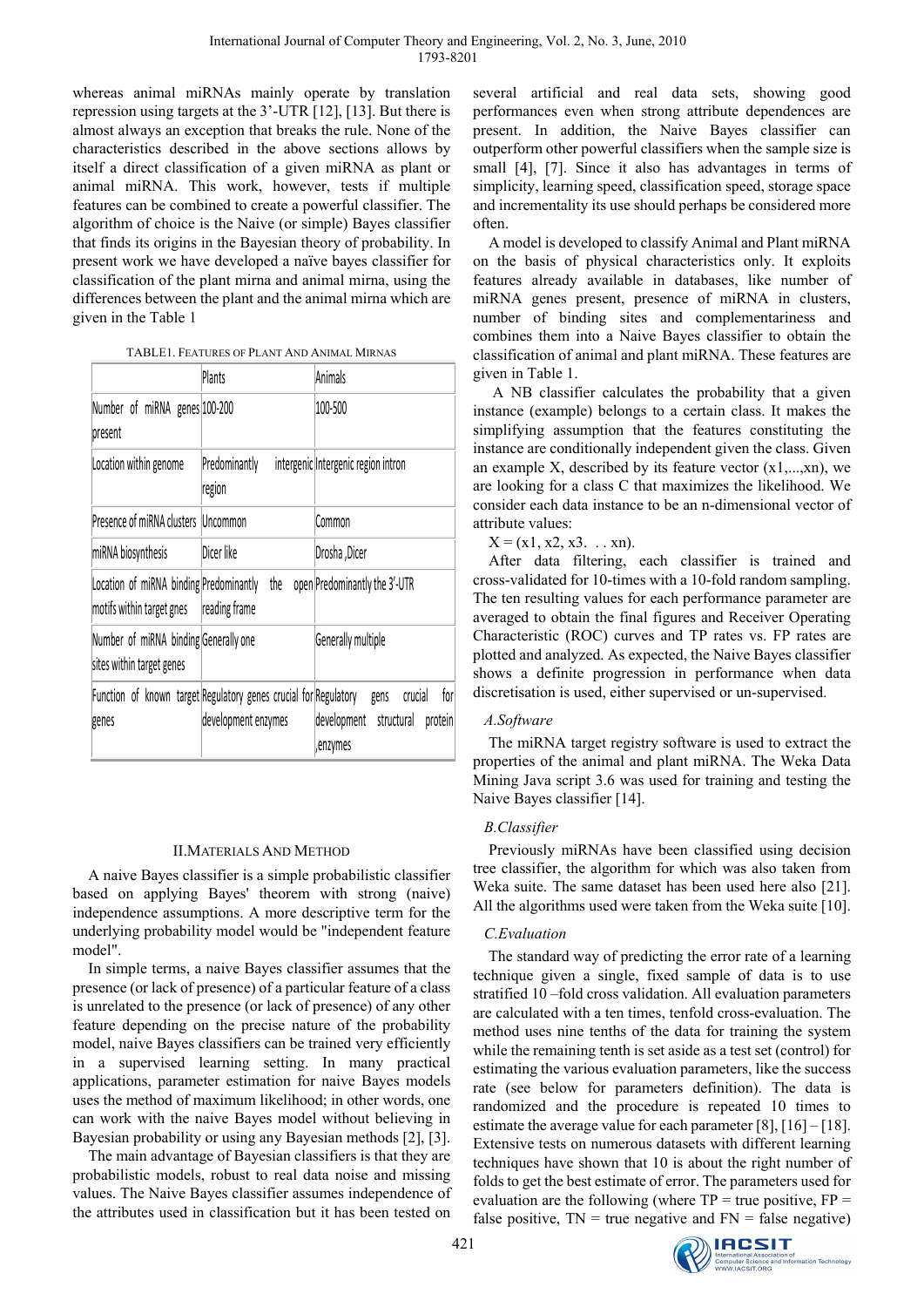whereas animal miRNAs mainly operate by translation repression using targets at the 3'-UTR [12], [13]. But there is almost always an exception that breaks the rule. None of the characteristics described in the above sections allows by itself a direct classification of a given miRNA as plant or animal miRNA. This work, however, tests if multiple features can be combined to create a powerful classifier. The algorithm of choice is the Naive (or simple) Bayes classifier that finds its origins in the Bayesian theory of probability. In present work we have developed a naïve bayes classifier for classification of the plant mirna and animal mirna, using the differences between the plant and the animal mirna which are given in the Table 1

TABLE1. FEATURES OF PLANT AND ANIMAL MIRNAS

| | Plants | Animals |
|---|---|---|
| Number of miRNA genes present | 100-200 | 100-500 |
| Location within genome | Predominantly intergenic region | Intergenic region intron |
| Presence of miRNA clusters | Uncommon | Common |
| miRNA biosynthesis | Dicer like | Drosha ,Dicer |
| Location of miRNA binding motifs within target gnes | Predominantly the open reading frame | Predominantly the 3'-UTR |
| Number of miRNA binding sites within target genes | Generally one | Generally multiple |
| Function of known target genes | Regulatory genes crucial for development enzymes | Regulatory gens crucial for development structural protein ,enzymes |

## II. MATERIALS AND METHOD

A naive Bayes classifier is a simple probabilistic classifier based on applying Bayes' theorem with strong (naive) independence assumptions. A more descriptive term for the underlying probability model would be "independent feature model".

In simple terms, a naive Bayes classifier assumes that the presence (or lack of presence) of a particular feature of a class is unrelated to the presence (or lack of presence) of any other feature depending on the precise nature of the probability model, naive Bayes classifiers can be trained very efficiently in a supervised learning setting. In many practical applications, parameter estimation for naive Bayes models uses the method of maximum likelihood; in other words, one can work with the naive Bayes model without believing in Bayesian probability or using any Bayesian methods [2], [3].

The main advantage of Bayesian classifiers is that they are probabilistic models, robust to real data noise and missing values. The Naive Bayes classifier assumes independence of the attributes used in classification but it has been tested on several artificial and real data sets, showing good performances even when strong attribute dependences are present. In addition, the Naive Bayes classifier can outperform other powerful classifiers when the sample size is small [4], [7]. Since it also has advantages in terms of simplicity, learning speed, classification speed, storage space and incrementality its use should perhaps be considered more often.

A model is developed to classify Animal and Plant miRNA on the basis of physical characteristics only. It exploits features already available in databases, like number of miRNA genes present, presence of miRNA in clusters, number of binding sites and complementariness and combines them into a Naive Bayes classifier to obtain the classification of animal and plant miRNA. These features are given in Table 1.

A NB classifier calculates the probability that a given instance (example) belongs to a certain class. It makes the simplifying assumption that the features constituting the instance are conditionally independent given the class. Given an example X, described by its feature vector $(x1,...,xn)$, we are looking for a class C that maximizes the likelihood. We consider each data instance to be an n-dimensional vector of attribute values:

$X = (x1, x2, x3. \ . \ . \ xn)$.

After data filtering, each classifier is trained and cross-validated for 10-times with a 10-fold random sampling. The ten resulting values for each performance parameter are averaged to obtain the final figures and Receiver Operating Characteristic (ROC) curves and TP rates vs. FP rates are plotted and analyzed. As expected, the Naive Bayes classifier shows a definite progression in performance when data discretisation is used, either supervised or un-supervised.

### A. Software

The miRNA target registry software is used to extract the properties of the animal and plant miRNA. The Weka Data Mining Java script 3.6 was used for training and testing the Naive Bayes classifier [14].

### B. Classifier

Previously miRNAs have been classified using decision tree classifier, the algorithm for which was also taken from Weka suite. The same dataset has been used here also [21]. All the algorithms used were taken from the Weka suite [10].

### C. Evaluation

The standard way of predicting the error rate of a learning technique given a single, fixed sample of data is to use stratified 10 –fold cross validation. All evaluation parameters are calculated with a ten times, tenfold cross-evaluation. The method uses nine tenths of the data for training the system while the remaining tenth is set aside as a test set (control) for estimating the various evaluation parameters, like the success rate (see below for parameters definition). The data is randomized and the procedure is repeated 10 times to estimate the average value for each parameter [8], [16] – [18]. Extensive tests on numerous datasets with different learning techniques have shown that 10 is about the right number of folds to get the best estimate of error. The parameters used for evaluation are the following (where TP = true positive, FP = false positive, TN = true negative and FN = false negative)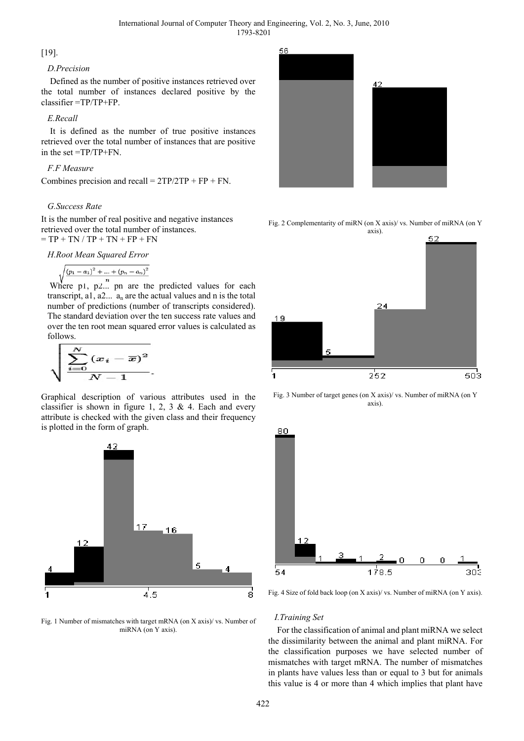[19].

*D.Precision*

Defined as the number of positive instances retrieved over the total number of instances declared positive by the classifier =TP/TP+FP.

*E.Recall*

It is defined as the number of true positive instances retrieved over the total number of instances that are positive in the set =TP/TP+FN.

*F.F Measure*

Combines precision and recall = 2TP/2TP + FP + FN.

*G.Success Rate*

It is the number of real positive and negative instances retrieved over the total number of instances.
= TP + TN / TP + TN + FP + FN

*H.Root Mean Squared Error*

$$\sqrt{\frac{(p_1 - a_1)^2 + \ldots + (p_n - a_n)^2}{n}}$$

Where p1, p2... pn are the predicted values for each transcript, a1, a2... $a_n$ are the actual values and n is the total number of predictions (number of transcripts considered). The standard deviation over the ten success rate values and over the ten root mean squared error values is calculated as follows.

$$\sqrt{\frac{\sum_{i=0}^{N}(x_i - \bar{x})^2}{N-1}}.$$

Graphical description of various attributes used in the classifier is shown in figure 1, 2, 3 & 4. Each and every attribute is checked with the given class and their frequency is plotted in the form of graph.

Fig. 1 Number of mismatches with target mRNA (on X axis)/ vs. Number of miRNA (on Y axis).

Fig. 2 Complementarity of miRN (on X axis)/ vs. Number of miRNA (on Y axis).

Fig. 3 Number of target genes (on X axis)/ vs. Number of miRNA (on Y axis).

Fig. 4 Size of fold back loop (on X axis)/ vs. Number of miRNA (on Y axis).

*I.Training Set*

For the classification of animal and plant miRNA we select the dissimilarity between the animal and plant miRNA. For the classification purposes we have selected number of mismatches with target mRNA. The number of mismatches in plants have values less than or equal to 3 but for animals this value is 4 or more than 4 which implies that plant have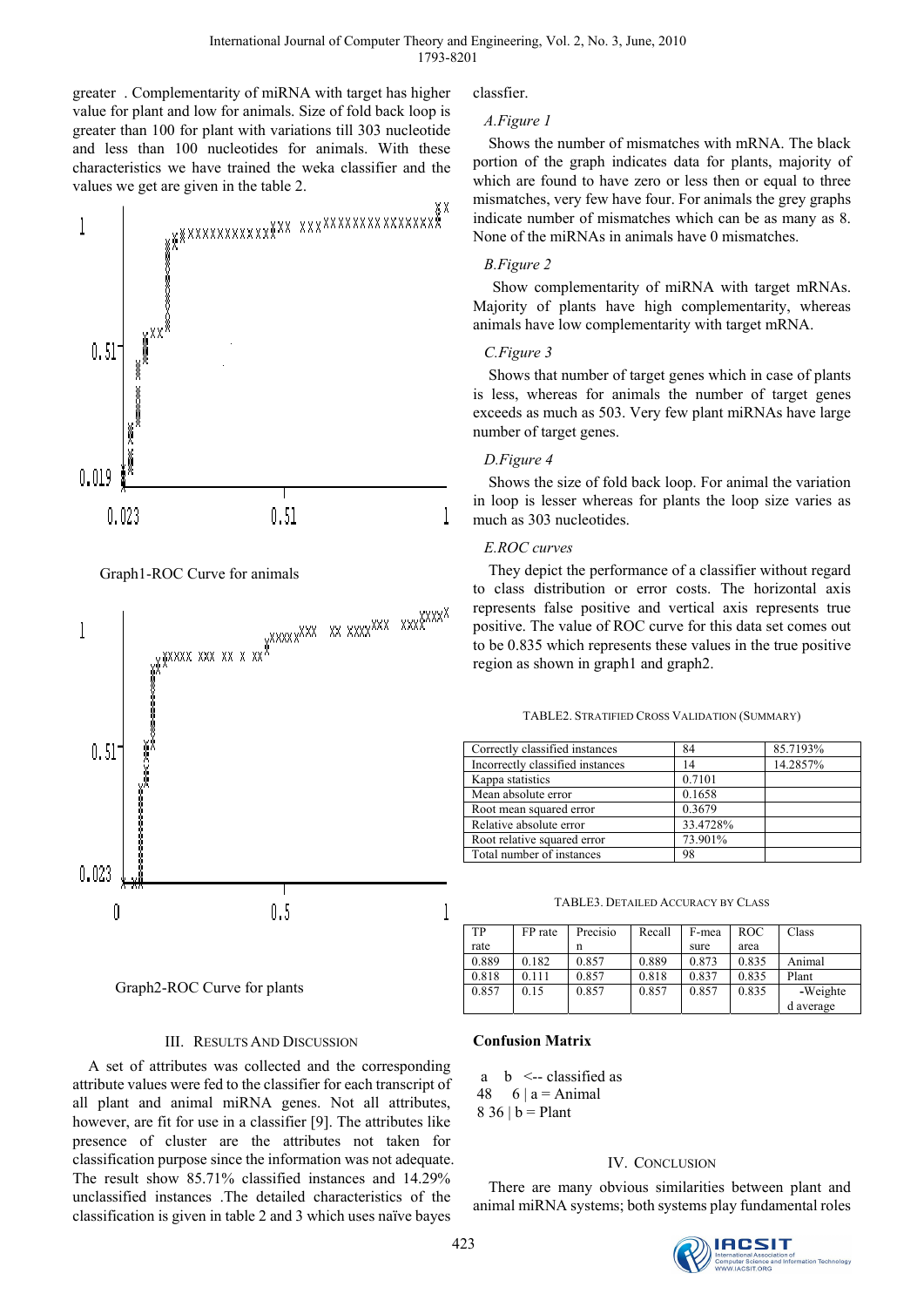greater . Complementarity of miRNA with target has higher value for plant and low for animals. Size of fold back loop is greater than 100 for plant with variations till 303 nucleotide and less than 100 nucleotides for animals. With these characteristics we have trained the weka classifier and the values we get are given in the table 2.

Graph1-ROC Curve for animals

Graph2-ROC Curve for plants

## III. Results And Discussion

A set of attributes was collected and the corresponding attribute values were fed to the classifier for each transcript of all plant and animal miRNA genes. Not all attributes, however, are fit for use in a classifier [9]. The attributes like presence of cluster are the attributes not taken for classification purpose since the information was not adequate. The result show 85.71% classified instances and 14.29% unclassified instances .The detailed characteristics of the classification is given in table 2 and 3 which uses naïve bayes classfier.

### A.Figure 1

Shows the number of mismatches with mRNA. The black portion of the graph indicates data for plants, majority of which are found to have zero or less then or equal to three mismatches, very few have four. For animals the grey graphs indicate number of mismatches which can be as many as 8. None of the miRNAs in animals have 0 mismatches.

### B.Figure 2

Show complementarity of miRNA with target mRNAs. Majority of plants have high complementarity, whereas animals have low complementarity with target mRNA.

### C.Figure 3

Shows that number of target genes which in case of plants is less, whereas for animals the number of target genes exceeds as much as 503. Very few plant miRNAs have large number of target genes.

### D.Figure 4

Shows the size of fold back loop. For animal the variation in loop is lesser whereas for plants the loop size varies as much as 303 nucleotides.

### E.ROC curves

They depict the performance of a classifier without regard to class distribution or error costs. The horizontal axis represents false positive and vertical axis represents true positive. The value of ROC curve for this data set comes out to be 0.835 which represents these values in the true positive region as shown in graph1 and graph2.

TABLE2. Stratified Cross Validation (Summary)

| | | |
|---|---|---|
| Correctly classified instances | 84 | 85.7193% |
| Incorrectly classified instances | 14 | 14.2857% |
| Kappa statistics | 0.7101 | |
| Mean absolute error | 0.1658 | |
| Root mean squared error | 0.3679 | |
| Relative absolute error | 33.4728% | |
| Root relative squared error | 73.901% | |
| Total number of instances | 98 | |

TABLE3. Detailed Accuracy by Class

| TP rate | FP rate | Precision | Recall | F-measure | ROC area | Class |
|---|---|---|---|---|---|---|
| 0.889 | 0.182 | 0.857 | 0.889 | 0.873 | 0.835 | Animal |
| 0.818 | 0.111 | 0.857 | 0.818 | 0.837 | 0.835 | Plant |
| 0.857 | 0.15 | 0.857 | 0.857 | 0.857 | 0.835 | -Weighted average |

**Confusion Matrix**

```
 a   b  <-- classified as
48   6 | a = Animal
 8  36 | b = Plant
```

## IV. Conclusion

There are many obvious similarities between plant and animal miRNA systems; both systems play fundamental roles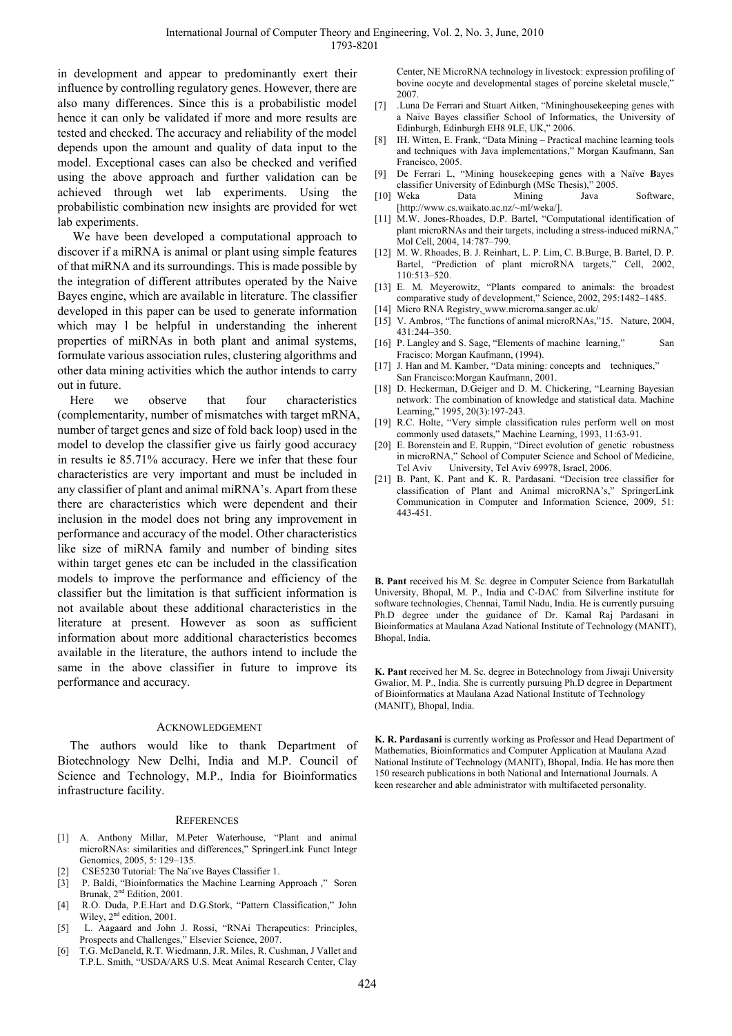in development and appear to predominantly exert their influence by controlling regulatory genes. However, there are also many differences. Since this is a probabilistic model hence it can only be validated if more and more results are tested and checked. The accuracy and reliability of the model depends upon the amount and quality of data input to the model. Exceptional cases can also be checked and verified using the above approach and further validation can be achieved through wet lab experiments. Using the probabilistic combination new insights are provided for wet lab experiments.

We have been developed a computational approach to discover if a miRNA is animal or plant using simple features of that miRNA and its surroundings. This is made possible by the integration of different attributes operated by the Naive Bayes engine, which are available in literature. The classifier developed in this paper can be used to generate information which may l be helpful in understanding the inherent properties of miRNAs in both plant and animal systems, formulate various association rules, clustering algorithms and other data mining activities which the author intends to carry out in future.

Here we observe that four characteristics (complementarity, number of mismatches with target mRNA, number of target genes and size of fold back loop) used in the model to develop the classifier give us fairly good accuracy in results ie 85.71% accuracy. Here we infer that these four characteristics are very important and must be included in any classifier of plant and animal miRNA's. Apart from these there are characteristics which were dependent and their inclusion in the model does not bring any improvement in performance and accuracy of the model. Other characteristics like size of miRNA family and number of binding sites within target genes etc can be included in the classification models to improve the performance and efficiency of the classifier but the limitation is that sufficient information is not available about these additional characteristics in the literature at present. However as soon as sufficient information about more additional characteristics becomes available in the literature, the authors intend to include the same in the above classifier in future to improve its performance and accuracy.

## Acknowledgement

The authors would like to thank Department of Biotechnology New Delhi, India and M.P. Council of Science and Technology, M.P., India for Bioinformatics infrastructure facility.

## References

[1] A. Anthony Millar, M.Peter Waterhouse, "Plant and animal microRNAs: similarities and differences," SpringerLink Funct Integr Genomics, 2005, 5: 129–135.

[2] CSE5230 Tutorial: The Na¨ıve Bayes Classifier 1.

[3] P. Baldi, "Bioinformatics the Machine Learning Approach ," Soren Brunak, 2nd Edition, 2001.

[4] R.O. Duda, P.E.Hart and D.G.Stork, "Pattern Classification," John Wiley, 2nd edition, 2001.

[5] L. Aagaard and John J. Rossi, "RNAi Therapeutics: Principles, Prospects and Challenges," Elsevier Science, 2007.

[6] T.G. McDaneld, R.T. Wiedmann, J.R. Miles, R. Cushman, J Vallet and T.P.L. Smith, "USDA/ARS U.S. Meat Animal Research Center, Clay Center, NE MicroRNA technology in livestock: expression profiling of bovine oocyte and developmental stages of porcine skeletal muscle," 2007.

[7] .Luna De Ferrari and Stuart Aitken, "Mininghousekeeping genes with a Naive Bayes classifier School of Informatics, the University of Edinburgh, Edinburgh EH8 9LE, UK," 2006.

[8] IH. Witten, E. Frank, "Data Mining – Practical machine learning tools and techniques with Java implementations," Morgan Kaufmann, San Francisco, 2005.

[9] De Ferrari L, "Mining housekeeping genes with a Naïve **B**ayes classifier University of Edinburgh (MSc Thesis)," 2005.

[10] Weka Data Mining Java Software, [http://www.cs.waikato.ac.nz/~ml/weka/].

[11] M.W. Jones-Rhoades, D.P. Bartel, "Computational identification of plant microRNAs and their targets, including a stress-induced miRNA," Mol Cell, 2004, 14:787–799.

[12] M. W. Rhoades, B. J. Reinhart, L. P. Lim, C. B.Burge, B. Bartel, D. P. Bartel, "Prediction of plant microRNA targets," Cell, 2002, 110:513–520.

[13] E. M. Meyerowitz, "Plants compared to animals: the broadest comparative study of development," Science, 2002, 295:1482–1485.

[14] Micro RNA Registry, www.microrna.sanger.ac.uk/

[15] V. Ambros, "The functions of animal microRNAs,"15. Nature, 2004, 431:244–350.

[16] P. Langley and S. Sage, "Elements of machine learning," San Fracisco: Morgan Kaufmann, (1994).

[17] J. Han and M. Kamber, "Data mining: concepts and techniques," San Francisco:Morgan Kaufmann, 2001.

[18] D. Heckerman, D.Geiger and D. M. Chickering, "Learning Bayesian network: The combination of knowledge and statistical data. Machine Learning," 1995, 20(3):197-243.

[19] R.C. Holte, "Very simple classification rules perform well on most commonly used datasets," Machine Learning, 1993, 11:63-91.

[20] E. Borenstein and E. Ruppin, "Direct evolution of genetic robustness in microRNA," School of Computer Science and School of Medicine, Tel Aviv University, Tel Aviv 69978, Israel, 2006.

[21] B. Pant, K. Pant and K. R. Pardasani. "Decision tree classifier for classification of Plant and Animal microRNA's," SpringerLink Communication in Computer and Information Science, 2009, 51: 443-451.

**B. Pant** received his M. Sc. degree in Computer Science from Barkatullah University, Bhopal, M. P., India and C-DAC from Silverline institute for software technologies, Chennai, Tamil Nadu, India. He is currently pursuing Ph.D degree under the guidance of Dr. Kamal Raj Pardasani in Bioinformatics at Maulana Azad National Institute of Technology (MANIT), Bhopal, India.

**K. Pant** received her M. Sc. degree in Botechnology from Jiwaji University Gwalior, M. P., India. She is currently pursuing Ph.D degree in Department of Bioinformatics at Maulana Azad National Institute of Technology (MANIT), Bhopal, India.

**K. R. Pardasani** is currently working as Professor and Head Department of Mathematics, Bioinformatics and Computer Application at Maulana Azad National Institute of Technology (MANIT), Bhopal, India. He has more then 150 research publications in both National and International Journals. A keen researcher and able administrator with multifaceted personality.